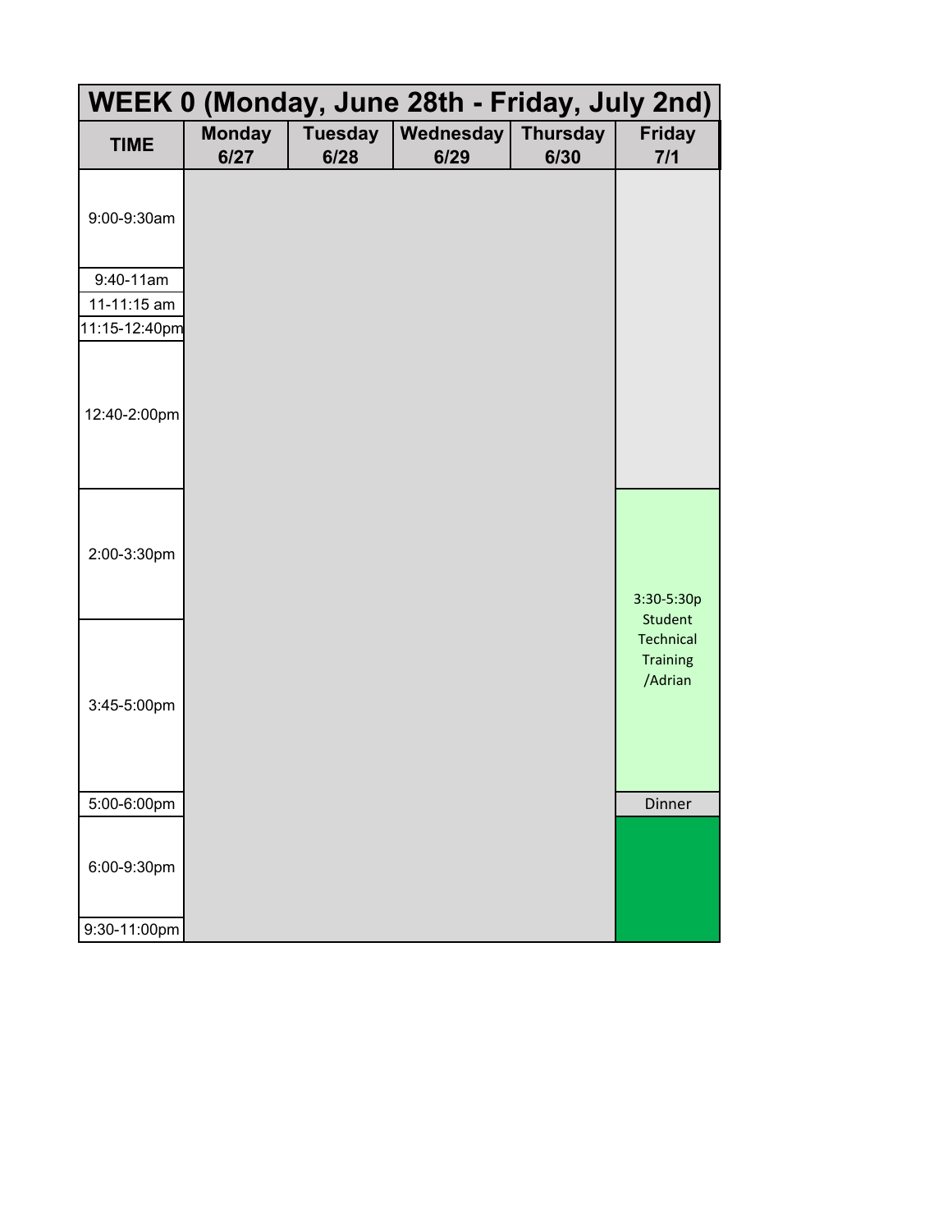| WEEK 0 (Monday, June 28th - Friday, July 2nd) | | | | | |
|---|---|---|---|---|---|
| **TIME** | **Monday 6/27** | **Tuesday 6/28** | **Wednesday 6/29** | **Thursday 6/30** | **Friday 7/1** |
| 9:00-9:30am | | | | | |
| 9:40-11am | | | | | |
| 11-11:15 am | | | | | |
| 11:15-12:40pm | | | | | |
| 12:40-2:00pm | | | | | |
| 2:00-3:30pm | | | | | 3:30-5:30p Student Technical Training /Adrian |
| 3:45-5:00pm | | | | | |
| 5:00-6:00pm | | | | | Dinner |
| 6:00-9:30pm | | | | | |
| 9:30-11:00pm | | | | | |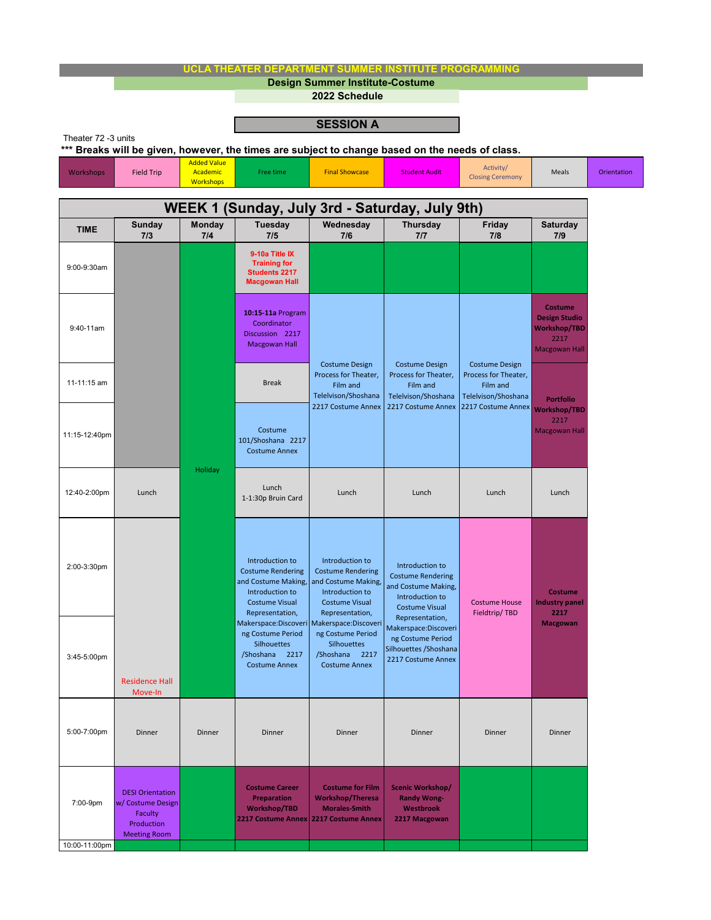# UCLA THEATER DEPARTMENT SUMMER INSTITUTE PROGRAMMING

## Design Summer Institute-Costume

### 2022 Schedule

### SESSION A

Theater 72 -3 units

**\*\*\* Breaks will be given, however, the times are subject to change based on the needs of class.**

| Workshops | Field Trip | Added Value Academic Workshops | Free time | Final Showcase | Student Audit | Activity/ Closing Ceremony | Meals | Orientation |
|---|---|---|---|---|---|---|---|---|

| WEEK 1 (Sunday, July 3rd - Saturday, July 9th) | | | | | | | |
|---|---|---|---|---|---|---|---|
| **TIME** | **Sunday 7/3** | **Monday 7/4** | **Tuesday 7/5** | **Wednesday 7/6** | **Thursday 7/7** | **Friday 7/8** | **Saturday 7/9** |
| 9:00-9:30am | | Holiday | **9-10a Title IX Training for Students 2217 Macgowan Hall** | | | | |
| 9:40-11am | | Holiday | **10:15-11a** Program Coordinator Discussion 2217 Macgowan Hall | Costume Design Process for Theater, Film and Televison/Shoshana 2217 Costume Annex | Costume Design Process for Theater, Film and Televison/Shoshana 2217 Costume Annex | Costume Design Process for Theater, Film and Televison/Shoshana 2217 Costume Annex | **Costume Design Studio Workshop/TBD** 2217 Macgowan Hall |
| 11-11:15 am | | Holiday | Break | Costume Design Process for Theater, Film and Televison/Shoshana 2217 Costume Annex | Costume Design Process for Theater, Film and Televison/Shoshana 2217 Costume Annex | Costume Design Process for Theater, Film and Televison/Shoshana 2217 Costume Annex | **Portfolio Workshop/TBD** 2217 Macgowan Hall |
| 11:15-12:40pm | | Holiday | Costume 101/Shoshana 2217 Costume Annex | Costume Design Process for Theater, Film and Televison/Shoshana 2217 Costume Annex | Costume Design Process for Theater, Film and Televison/Shoshana 2217 Costume Annex | Costume Design Process for Theater, Film and Televison/Shoshana 2217 Costume Annex | **Portfolio Workshop/TBD** 2217 Macgowan Hall |
| 12:40-2:00pm | Lunch | Holiday | Lunch 1-1:30p Bruin Card | Lunch | Lunch | Lunch | Lunch |
| 2:00-3:30pm | | Holiday | Introduction to Costume Rendering and Costume Making, Introduction to Costume Visual Representation, Makerspace:Discovering Costume Period Silhouettes /Shoshana 2217 Costume Annex | Introduction to Costume Rendering and Costume Making, Introduction to Costume Visual Representation, Makerspace:Discovering Costume Period Silhouettes /Shoshana 2217 Costume Annex | Introduction to Costume Rendering and Costume Making, Introduction to Costume Visual Representation, Makerspace:Discovering Costume Period Silhouettes /Shoshana 2217 Costume Annex | Costume House Fieldtrip/ TBD | **Costume Industry panel 2217 Macgowan** |
| 3:45-5:00pm | Residence Hall Move-In | Holiday | Introduction to Costume Rendering and Costume Making, Introduction to Costume Visual Representation, Makerspace:Discovering Costume Period Silhouettes /Shoshana 2217 Costume Annex | Introduction to Costume Rendering and Costume Making, Introduction to Costume Visual Representation, Makerspace:Discovering Costume Period Silhouettes /Shoshana 2217 Costume Annex | Introduction to Costume Rendering and Costume Making, Introduction to Costume Visual Representation, Makerspace:Discovering Costume Period Silhouettes /Shoshana 2217 Costume Annex | Costume House Fieldtrip/ TBD | **Costume Industry panel 2217 Macgowan** |
| 5:00-7:00pm | Dinner | Dinner | Dinner | Dinner | Dinner | Dinner | Dinner |
| 7:00-9pm | DESI Orientation w/ Costume Design Faculty Production Meeting Room | | **Costume Career Preparation Workshop/TBD 2217 Costume Annex** | **Costume for Film Workshop/Theresa Morales-Smith 2217 Costume Annex** | **Scenic Workshop/ Randy Wong-Westbrook 2217 Macgowan** | | |
| 10:00-11:00pm | | | | | | | |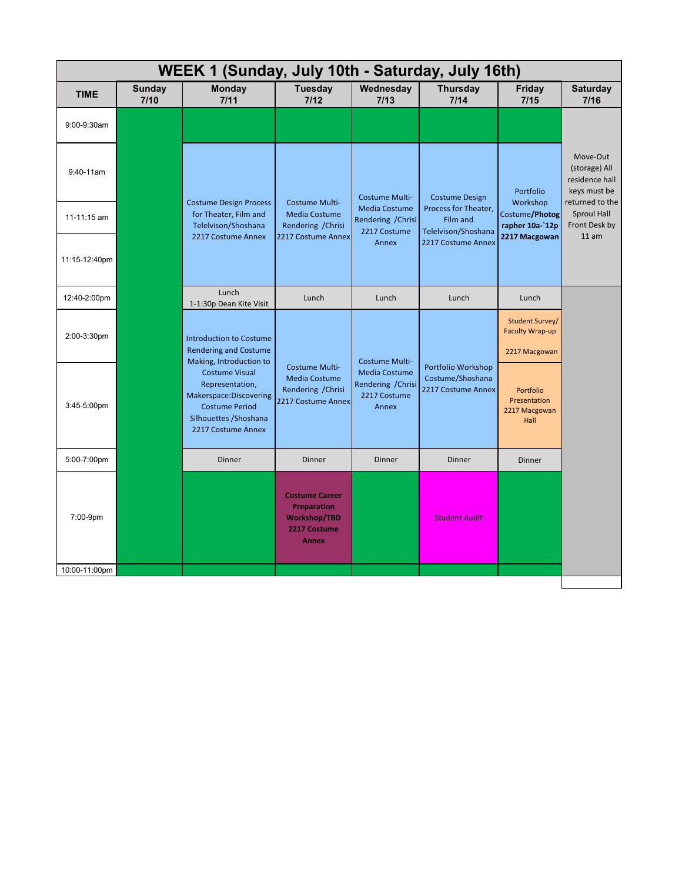| WEEK 1 (Sunday, July 10th - Saturday, July 16th) | | | | | | | |
|---|---|---|---|---|---|---|---|
| **TIME** | **Sunday 7/10** | **Monday 7/11** | **Tuesday 7/12** | **Wednesday 7/13** | **Thursday 7/14** | **Friday 7/15** | **Saturday 7/16** |
| 9:00-9:30am | | | | | | | Move-Out (storage) All residence hall keys must be returned to the Sproul Hall Front Desk by 11 am |
| 9:40-11am | | Costume Design Process for Theater, Film and Televison/Shoshana 2217 Costume Annex | Costume Multi-Media Costume Rendering /Chrisi 2217 Costume Annex | Costume Multi-Media Costume Rendering /Chrisi 2217 Costume Annex | Costume Design Process for Theater, Film and Televison/Shoshana 2217 Costume Annex | Portfolio Workshop Costume/**Photographer 10a-`12p 2217 Macgowan** | |
| 11-11:15 am | | | | | | | |
| 11:15-12:40pm | | | | | | | |
| 12:40-2:00pm | | Lunch 1-1:30p Dean Kite Visit | Lunch | Lunch | Lunch | Lunch | |
| 2:00-3:30pm | | Introduction to Costume Rendering and Costume Making, Introduction to Costume Visual Representation, Makerspace:Discovering Costume Period Silhouettes /Shoshana 2217 Costume Annex | Costume Multi-Media Costume Rendering /Chrisi 2217 Costume Annex | Costume Multi-Media Costume Rendering /Chrisi 2217 Costume Annex | Portfolio Workshop Costume/Shoshana 2217 Costume Annex | Student Survey/ Faculty Wrap-up 2217 Macgowan | |
| 3:45-5:00pm | | | | | | Portfolio Presentation 2217 Macgowan Hall | |
| 5:00-7:00pm | | Dinner | Dinner | Dinner | Dinner | Dinner | |
| 7:00-9pm | | | **Costume Career Preparation Workshop/TBD 2217 Costume Annex** | | Student Audit | | |
| 10:00-11:00pm | | | | | | | |